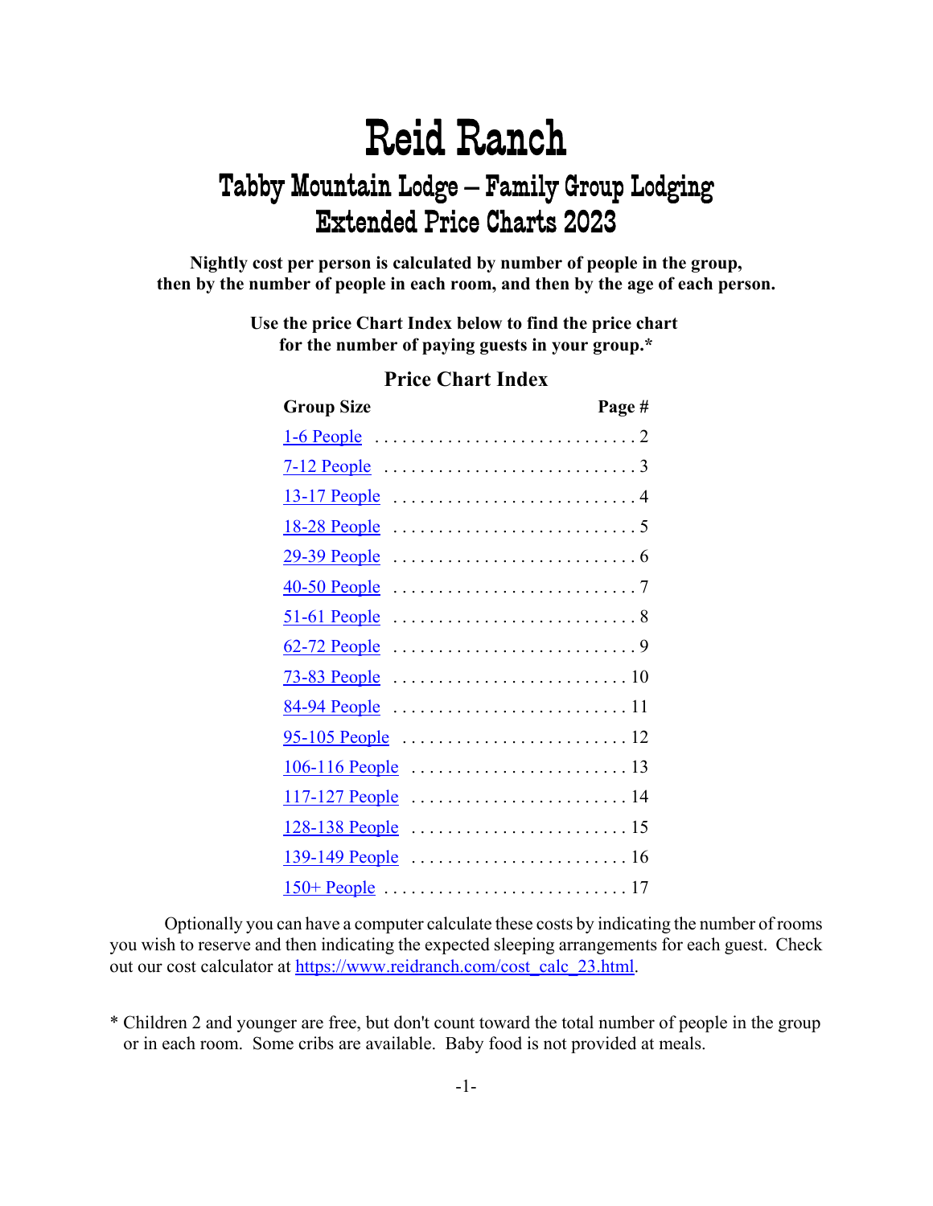# Reid Ranch

## Tabby Mountain Lodge – Family Group Lodging
## Extended Price Charts 2023

**Nightly cost per person is calculated by number of people in the group, then by the number of people in each room, and then by the age of each person.**

**Use the price Chart Index below to find the price chart for the number of paying guests in your group.***

### Price Chart Index

| Group Size | Page # |
|---|---|
| 1-6 People | 2 |
| 7-12 People | 3 |
| 13-17 People | 4 |
| 18-28 People | 5 |
| 29-39 People | 6 |
| 40-50 People | 7 |
| 51-61 People | 8 |
| 62-72 People | 9 |
| 73-83 People | 10 |
| 84-94 People | 11 |
| 95-105 People | 12 |
| 106-116 People | 13 |
| 117-127 People | 14 |
| 128-138 People | 15 |
| 139-149 People | 16 |
| 150+ People | 17 |

Optionally you can have a computer calculate these costs by indicating the number of rooms you wish to reserve and then indicating the expected sleeping arrangements for each guest. Check out our cost calculator at https://www.reidranch.com/cost_calc_23.html.

* Children 2 and younger are free, but don't count toward the total number of people in the group or in each room. Some cribs are available. Baby food is not provided at meals.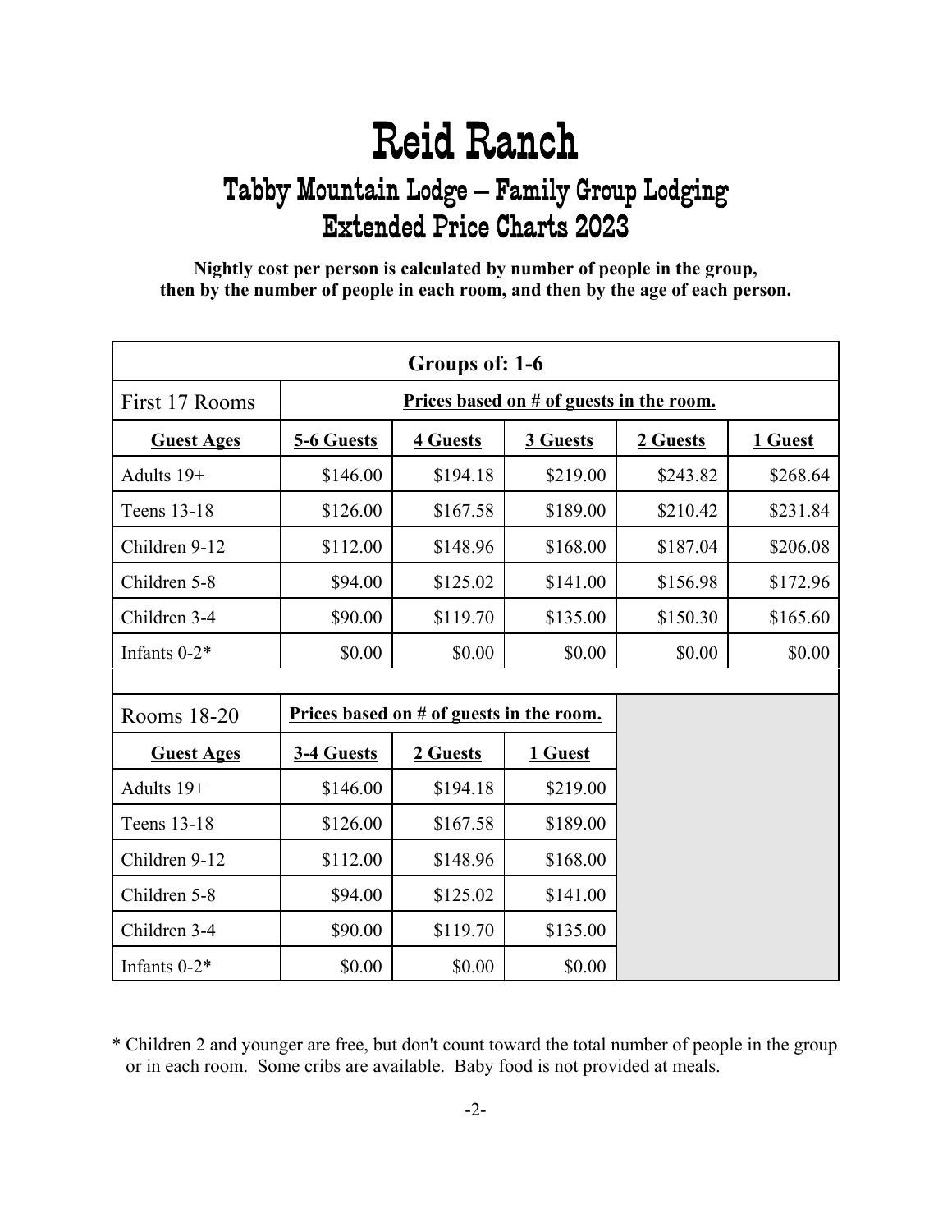# Reid Ranch

## Tabby Mountain Lodge – Family Group Lodging
## Extended Price Charts 2023

**Nightly cost per person is calculated by number of people in the group, then by the number of people in each room, and then by the age of each person.**

| Groups of: 1-6 | | | | | |
|---|---|---|---|---|---|
| First 17 Rooms | Prices based on # of guests in the room. | | | | |
| **Guest Ages** | **5-6 Guests** | **4 Guests** | **3 Guests** | **2 Guests** | **1 Guest** |
| Adults 19+ | $146.00 | $194.18 | $219.00 | $243.82 | $268.64 |
| Teens 13-18 | $126.00 | $167.58 | $189.00 | $210.42 | $231.84 |
| Children 9-12 | $112.00 | $148.96 | $168.00 | $187.04 | $206.08 |
| Children 5-8 | $94.00 | $125.02 | $141.00 | $156.98 | $172.96 |
| Children 3-4 | $90.00 | $119.70 | $135.00 | $150.30 | $165.60 |
| Infants 0-2* | $0.00 | $0.00 | $0.00 | $0.00 | $0.00 |
| | | | | | |
| Rooms 18-20 | Prices based on # of guests in the room. | | | | |
| **Guest Ages** | **3-4 Guests** | **2 Guests** | **1 Guest** | | |
| Adults 19+ | $146.00 | $194.18 | $219.00 | | |
| Teens 13-18 | $126.00 | $167.58 | $189.00 | | |
| Children 9-12 | $112.00 | $148.96 | $168.00 | | |
| Children 5-8 | $94.00 | $125.02 | $141.00 | | |
| Children 3-4 | $90.00 | $119.70 | $135.00 | | |
| Infants 0-2* | $0.00 | $0.00 | $0.00 | | |

* Children 2 and younger are free, but don't count toward the total number of people in the group or in each room. Some cribs are available. Baby food is not provided at meals.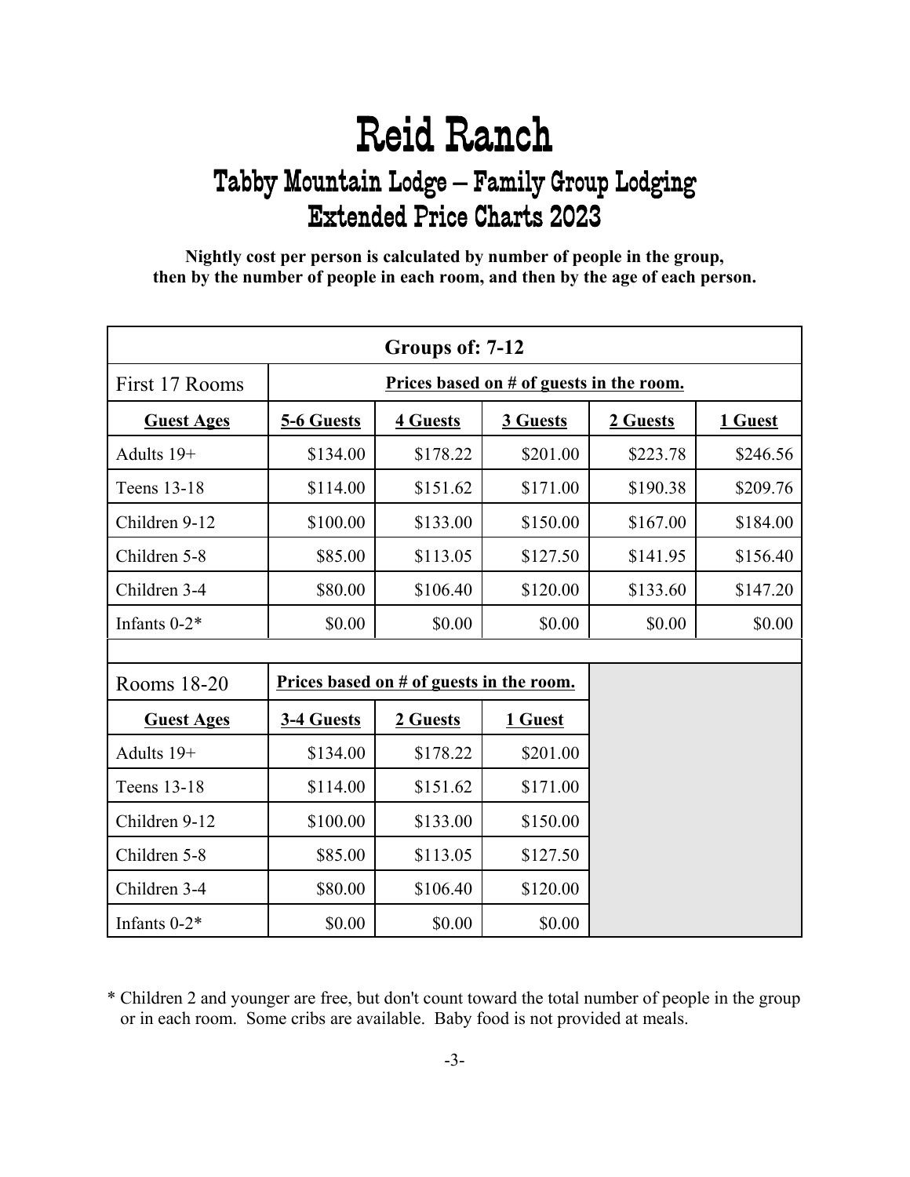# Reid Ranch

## Tabby Mountain Lodge – Family Group Lodging
## Extended Price Charts 2023

**Nightly cost per person is calculated by number of people in the group, then by the number of people in each room, and then by the age of each person.**

| Groups of: 7-12 | | | | | |
|---|---|---|---|---|---|
| First 17 Rooms | **Prices based on # of guests in the room.** | | | | |
| **Guest Ages** | **5-6 Guests** | **4 Guests** | **3 Guests** | **2 Guests** | **1 Guest** |
| Adults 19+ | $134.00 | $178.22 | $201.00 | $223.78 | $246.56 |
| Teens 13-18 | $114.00 | $151.62 | $171.00 | $190.38 | $209.76 |
| Children 9-12 | $100.00 | $133.00 | $150.00 | $167.00 | $184.00 |
| Children 5-8 | $85.00 | $113.05 | $127.50 | $141.95 | $156.40 |
| Children 3-4 | $80.00 | $106.40 | $120.00 | $133.60 | $147.20 |
| Infants 0-2* | $0.00 | $0.00 | $0.00 | $0.00 | $0.00 |
| | | | | | |
| Rooms 18-20 | **Prices based on # of guests in the room.** | | | | |
| **Guest Ages** | **3-4 Guests** | **2 Guests** | **1 Guest** | | |
| Adults 19+ | $134.00 | $178.22 | $201.00 | | |
| Teens 13-18 | $114.00 | $151.62 | $171.00 | | |
| Children 9-12 | $100.00 | $133.00 | $150.00 | | |
| Children 5-8 | $85.00 | $113.05 | $127.50 | | |
| Children 3-4 | $80.00 | $106.40 | $120.00 | | |
| Infants 0-2* | $0.00 | $0.00 | $0.00 | | |

\* Children 2 and younger are free, but don't count toward the total number of people in the group or in each room. Some cribs are available. Baby food is not provided at meals.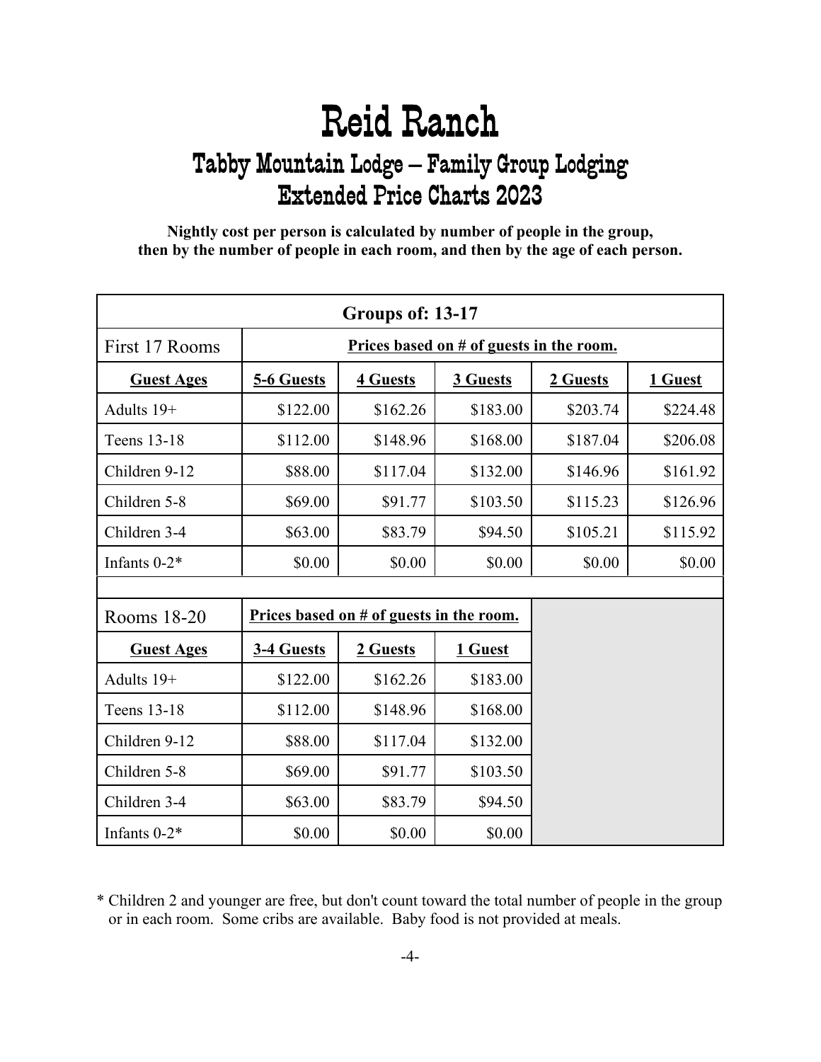# Reid Ranch

## Tabby Mountain Lodge – Family Group Lodging

## Extended Price Charts 2023

**Nightly cost per person is calculated by number of people in the group, then by the number of people in each room, and then by the age of each person.**

| Groups of: 13-17 | | | | | |
|---|---|---|---|---|---|
| First 17 Rooms | Prices based on # of guests in the room. | | | | |
| **Guest Ages** | **5-6 Guests** | **4 Guests** | **3 Guests** | **2 Guests** | **1 Guest** |
| Adults 19+ | $122.00 | $162.26 | $183.00 | $203.74 | $224.48 |
| Teens 13-18 | $112.00 | $148.96 | $168.00 | $187.04 | $206.08 |
| Children 9-12 | $88.00 | $117.04 | $132.00 | $146.96 | $161.92 |
| Children 5-8 | $69.00 | $91.77 | $103.50 | $115.23 | $126.96 |
| Children 3-4 | $63.00 | $83.79 | $94.50 | $105.21 | $115.92 |
| Infants 0-2* | $0.00 | $0.00 | $0.00 | $0.00 | $0.00 |
| | | | | | |
| Rooms 18-20 | Prices based on # of guests in the room. | | | | |
| **Guest Ages** | **3-4 Guests** | **2 Guests** | **1 Guest** | | |
| Adults 19+ | $122.00 | $162.26 | $183.00 | | |
| Teens 13-18 | $112.00 | $148.96 | $168.00 | | |
| Children 9-12 | $88.00 | $117.04 | $132.00 | | |
| Children 5-8 | $69.00 | $91.77 | $103.50 | | |
| Children 3-4 | $63.00 | $83.79 | $94.50 | | |
| Infants 0-2* | $0.00 | $0.00 | $0.00 | | |

* Children 2 and younger are free, but don't count toward the total number of people in the group or in each room. Some cribs are available. Baby food is not provided at meals.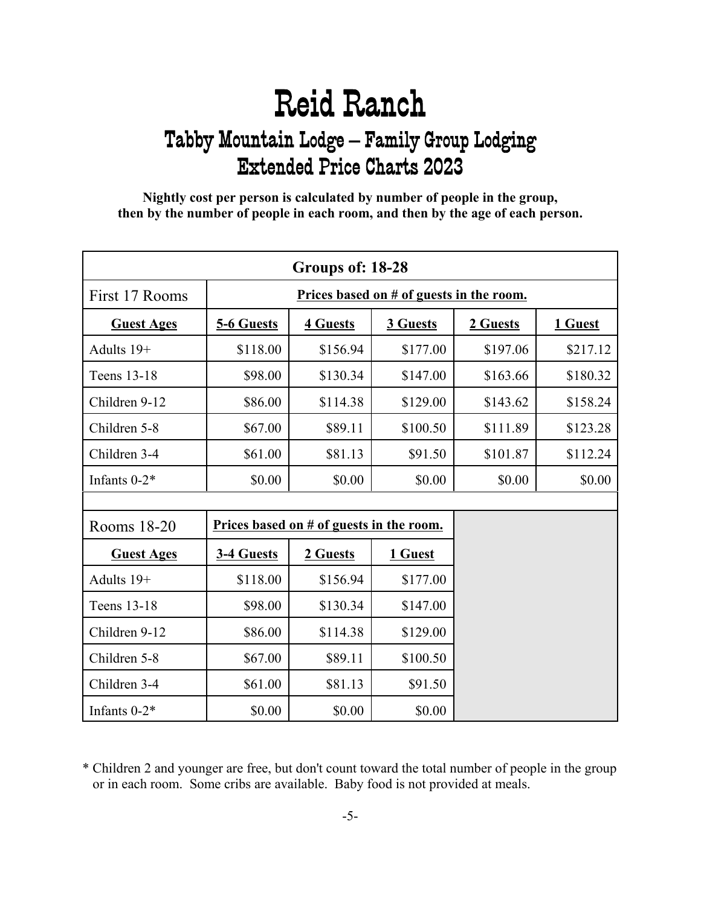# Reid Ranch

## Tabby Mountain Lodge – Family Group Lodging
## Extended Price Charts 2023

**Nightly cost per person is calculated by number of people in the group, then by the number of people in each room, and then by the age of each person.**

| Groups of: 18-28 | | | | | |
|---|---|---|---|---|---|
| First 17 Rooms | **Prices based on # of guests in the room.** | | | | |
| **Guest Ages** | **5-6 Guests** | **4 Guests** | **3 Guests** | **2 Guests** | **1 Guest** |
| Adults 19+ | $118.00 | $156.94 | $177.00 | $197.06 | $217.12 |
| Teens 13-18 | $98.00 | $130.34 | $147.00 | $163.66 | $180.32 |
| Children 9-12 | $86.00 | $114.38 | $129.00 | $143.62 | $158.24 |
| Children 5-8 | $67.00 | $89.11 | $100.50 | $111.89 | $123.28 |
| Children 3-4 | $61.00 | $81.13 | $91.50 | $101.87 | $112.24 |
| Infants 0-2* | $0.00 | $0.00 | $0.00 | $0.00 | $0.00 |
| | | | | | |
| Rooms 18-20 | **Prices based on # of guests in the room.** | | | | |
| **Guest Ages** | **3-4 Guests** | **2 Guests** | **1 Guest** | | |
| Adults 19+ | $118.00 | $156.94 | $177.00 | | |
| Teens 13-18 | $98.00 | $130.34 | $147.00 | | |
| Children 9-12 | $86.00 | $114.38 | $129.00 | | |
| Children 5-8 | $67.00 | $89.11 | $100.50 | | |
| Children 3-4 | $61.00 | $81.13 | $91.50 | | |
| Infants 0-2* | $0.00 | $0.00 | $0.00 | | |

\* Children 2 and younger are free, but don't count toward the total number of people in the group or in each room. Some cribs are available. Baby food is not provided at meals.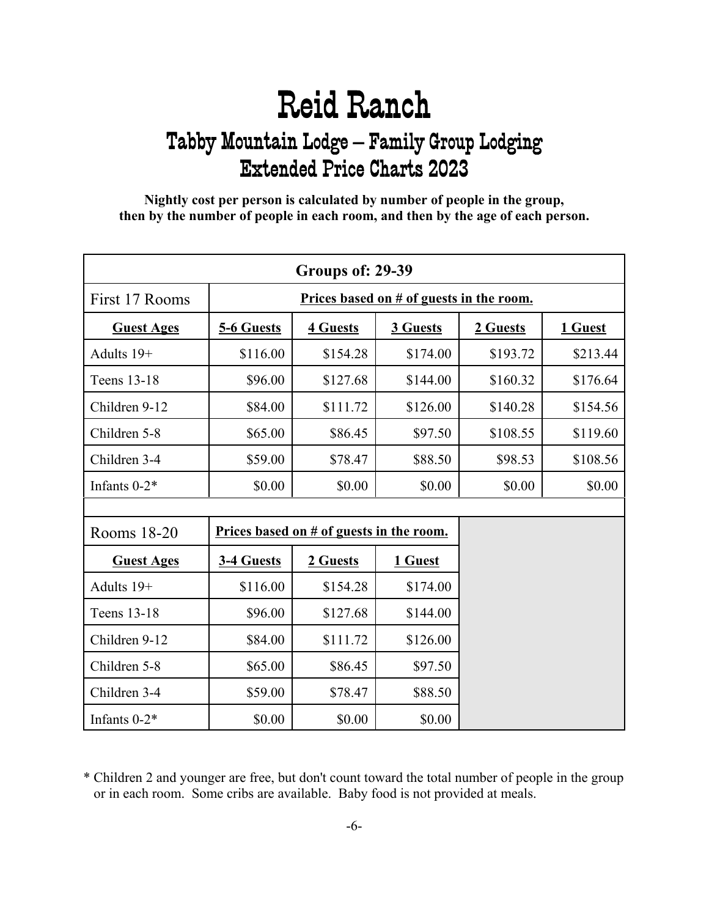# Reid Ranch

## Tabby Mountain Lodge – Family Group Lodging
## Extended Price Charts 2023

**Nightly cost per person is calculated by number of people in the group, then by the number of people in each room, and then by the age of each person.**

| Groups of: 29-39 | | | | | |
|---|---|---|---|---|---|
| First 17 Rooms | Prices based on # of guests in the room. | | | | |
| **Guest Ages** | **5-6 Guests** | **4 Guests** | **3 Guests** | **2 Guests** | **1 Guest** |
| Adults 19+ | $116.00 | $154.28 | $174.00 | $193.72 | $213.44 |
| Teens 13-18 | $96.00 | $127.68 | $144.00 | $160.32 | $176.64 |
| Children 9-12 | $84.00 | $111.72 | $126.00 | $140.28 | $154.56 |
| Children 5-8 | $65.00 | $86.45 | $97.50 | $108.55 | $119.60 |
| Children 3-4 | $59.00 | $78.47 | $88.50 | $98.53 | $108.56 |
| Infants 0-2* | $0.00 | $0.00 | $0.00 | $0.00 | $0.00 |
| | | | | | |
| Rooms 18-20 | Prices based on # of guests in the room. | | | | |
| **Guest Ages** | **3-4 Guests** | **2 Guests** | **1 Guest** | | |
| Adults 19+ | $116.00 | $154.28 | $174.00 | | |
| Teens 13-18 | $96.00 | $127.68 | $144.00 | | |
| Children 9-12 | $84.00 | $111.72 | $126.00 | | |
| Children 5-8 | $65.00 | $86.45 | $97.50 | | |
| Children 3-4 | $59.00 | $78.47 | $88.50 | | |
| Infants 0-2* | $0.00 | $0.00 | $0.00 | | |

* Children 2 and younger are free, but don't count toward the total number of people in the group or in each room. Some cribs are available. Baby food is not provided at meals.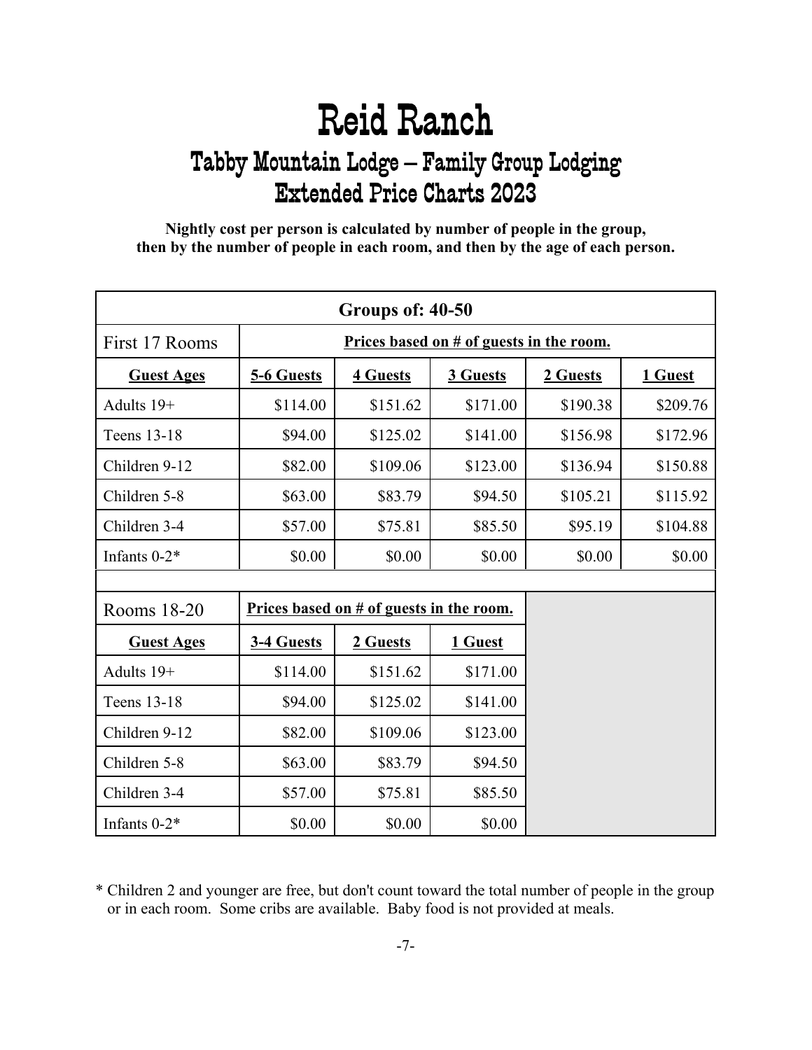# Reid Ranch

## Tabby Mountain Lodge – Family Group Lodging
## Extended Price Charts 2023

**Nightly cost per person is calculated by number of people in the group, then by the number of people in each room, and then by the age of each person.**

| Groups of: 40-50 | | | | | |
|---|---|---|---|---|---|
| First 17 Rooms | Prices based on # of guests in the room. | | | | |
| **Guest Ages** | **5-6 Guests** | **4 Guests** | **3 Guests** | **2 Guests** | **1 Guest** |
| Adults 19+ | $114.00 | $151.62 | $171.00 | $190.38 | $209.76 |
| Teens 13-18 | $94.00 | $125.02 | $141.00 | $156.98 | $172.96 |
| Children 9-12 | $82.00 | $109.06 | $123.00 | $136.94 | $150.88 |
| Children 5-8 | $63.00 | $83.79 | $94.50 | $105.21 | $115.92 |
| Children 3-4 | $57.00 | $75.81 | $85.50 | $95.19 | $104.88 |
| Infants 0-2* | $0.00 | $0.00 | $0.00 | $0.00 | $0.00 |

| Rooms 18-20 | Prices based on # of guests in the room. | | |
|---|---|---|---|
| **Guest Ages** | **3-4 Guests** | **2 Guests** | **1 Guest** |
| Adults 19+ | $114.00 | $151.62 | $171.00 |
| Teens 13-18 | $94.00 | $125.02 | $141.00 |
| Children 9-12 | $82.00 | $109.06 | $123.00 |
| Children 5-8 | $63.00 | $83.79 | $94.50 |
| Children 3-4 | $57.00 | $75.81 | $85.50 |
| Infants 0-2* | $0.00 | $0.00 | $0.00 |

* Children 2 and younger are free, but don't count toward the total number of people in the group or in each room. Some cribs are available. Baby food is not provided at meals.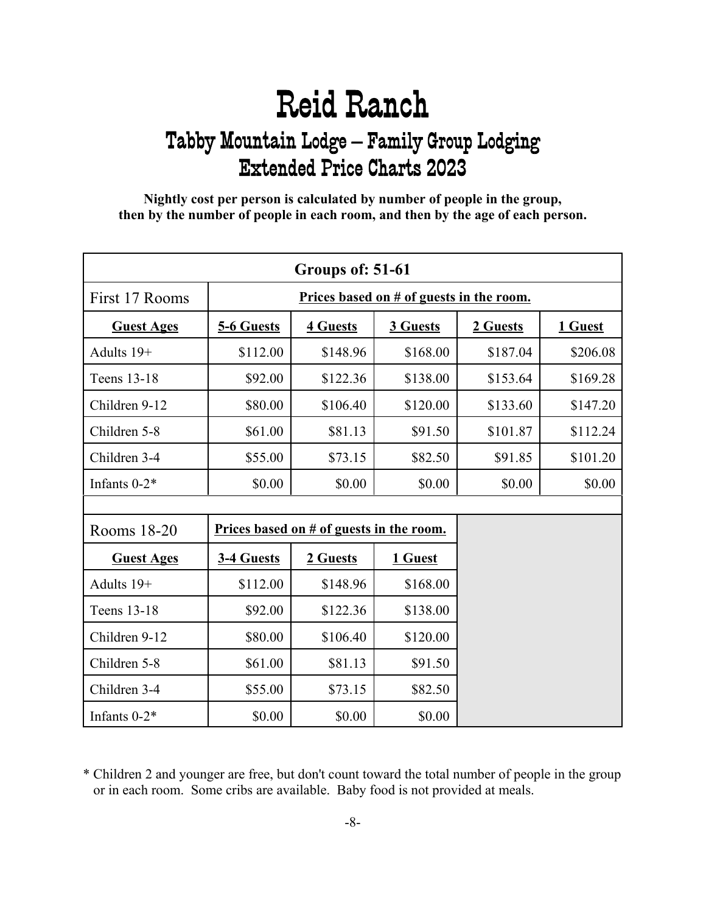# Reid Ranch

## Tabby Mountain Lodge – Family Group Lodging
## Extended Price Charts 2023

**Nightly cost per person is calculated by number of people in the group, then by the number of people in each room, and then by the age of each person.**

| Groups of: 51-61 | | | | | |
|---|---|---|---|---|---|
| First 17 Rooms | Prices based on # of guests in the room. | | | | |
| **Guest Ages** | **5-6 Guests** | **4 Guests** | **3 Guests** | **2 Guests** | **1 Guest** |
| Adults 19+ | $112.00 | $148.96 | $168.00 | $187.04 | $206.08 |
| Teens 13-18 | $92.00 | $122.36 | $138.00 | $153.64 | $169.28 |
| Children 9-12 | $80.00 | $106.40 | $120.00 | $133.60 | $147.20 |
| Children 5-8 | $61.00 | $81.13 | $91.50 | $101.87 | $112.24 |
| Children 3-4 | $55.00 | $73.15 | $82.50 | $91.85 | $101.20 |
| Infants 0-2* | $0.00 | $0.00 | $0.00 | $0.00 | $0.00 |
| | | | | | |
| Rooms 18-20 | Prices based on # of guests in the room. | | | | |
| **Guest Ages** | **3-4 Guests** | **2 Guests** | **1 Guest** | | |
| Adults 19+ | $112.00 | $148.96 | $168.00 | | |
| Teens 13-18 | $92.00 | $122.36 | $138.00 | | |
| Children 9-12 | $80.00 | $106.40 | $120.00 | | |
| Children 5-8 | $61.00 | $81.13 | $91.50 | | |
| Children 3-4 | $55.00 | $73.15 | $82.50 | | |
| Infants 0-2* | $0.00 | $0.00 | $0.00 | | |

* Children 2 and younger are free, but don't count toward the total number of people in the group or in each room. Some cribs are available. Baby food is not provided at meals.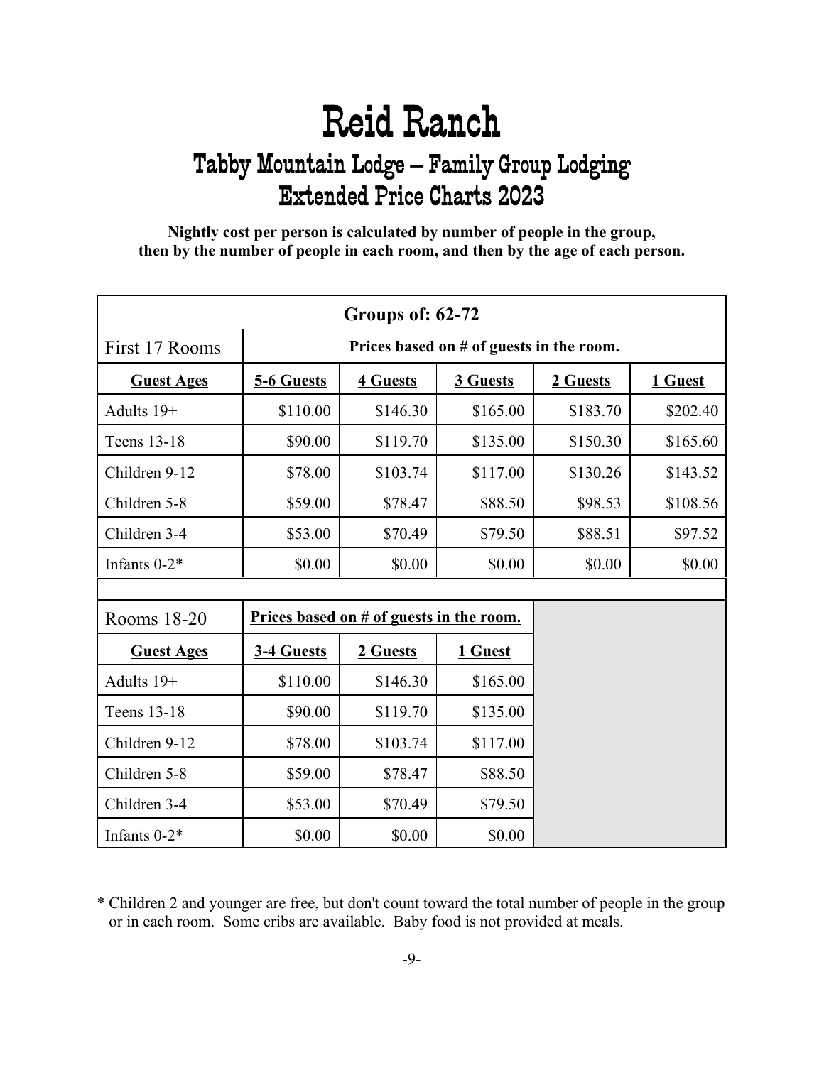# Reid Ranch

## Tabby Mountain Lodge – Family Group Lodging
## Extended Price Charts 2023

**Nightly cost per person is calculated by number of people in the group, then by the number of people in each room, and then by the age of each person.**

| Groups of: 62-72 | | | | | |
|---|---|---|---|---|---|
| First 17 Rooms | Prices based on # of guests in the room. | | | | |
| **Guest Ages** | **5-6 Guests** | **4 Guests** | **3 Guests** | **2 Guests** | **1 Guest** |
| Adults 19+ | $110.00 | $146.30 | $165.00 | $183.70 | $202.40 |
| Teens 13-18 | $90.00 | $119.70 | $135.00 | $150.30 | $165.60 |
| Children 9-12 | $78.00 | $103.74 | $117.00 | $130.26 | $143.52 |
| Children 5-8 | $59.00 | $78.47 | $88.50 | $98.53 | $108.56 |
| Children 3-4 | $53.00 | $70.49 | $79.50 | $88.51 | $97.52 |
| Infants 0-2* | $0.00 | $0.00 | $0.00 | $0.00 | $0.00 |
| | | | | | |
| Rooms 18-20 | Prices based on # of guests in the room. | | | | |
| **Guest Ages** | **3-4 Guests** | **2 Guests** | **1 Guest** | | |
| Adults 19+ | $110.00 | $146.30 | $165.00 | | |
| Teens 13-18 | $90.00 | $119.70 | $135.00 | | |
| Children 9-12 | $78.00 | $103.74 | $117.00 | | |
| Children 5-8 | $59.00 | $78.47 | $88.50 | | |
| Children 3-4 | $53.00 | $70.49 | $79.50 | | |
| Infants 0-2* | $0.00 | $0.00 | $0.00 | | |

* Children 2 and younger are free, but don't count toward the total number of people in the group or in each room. Some cribs are available. Baby food is not provided at meals.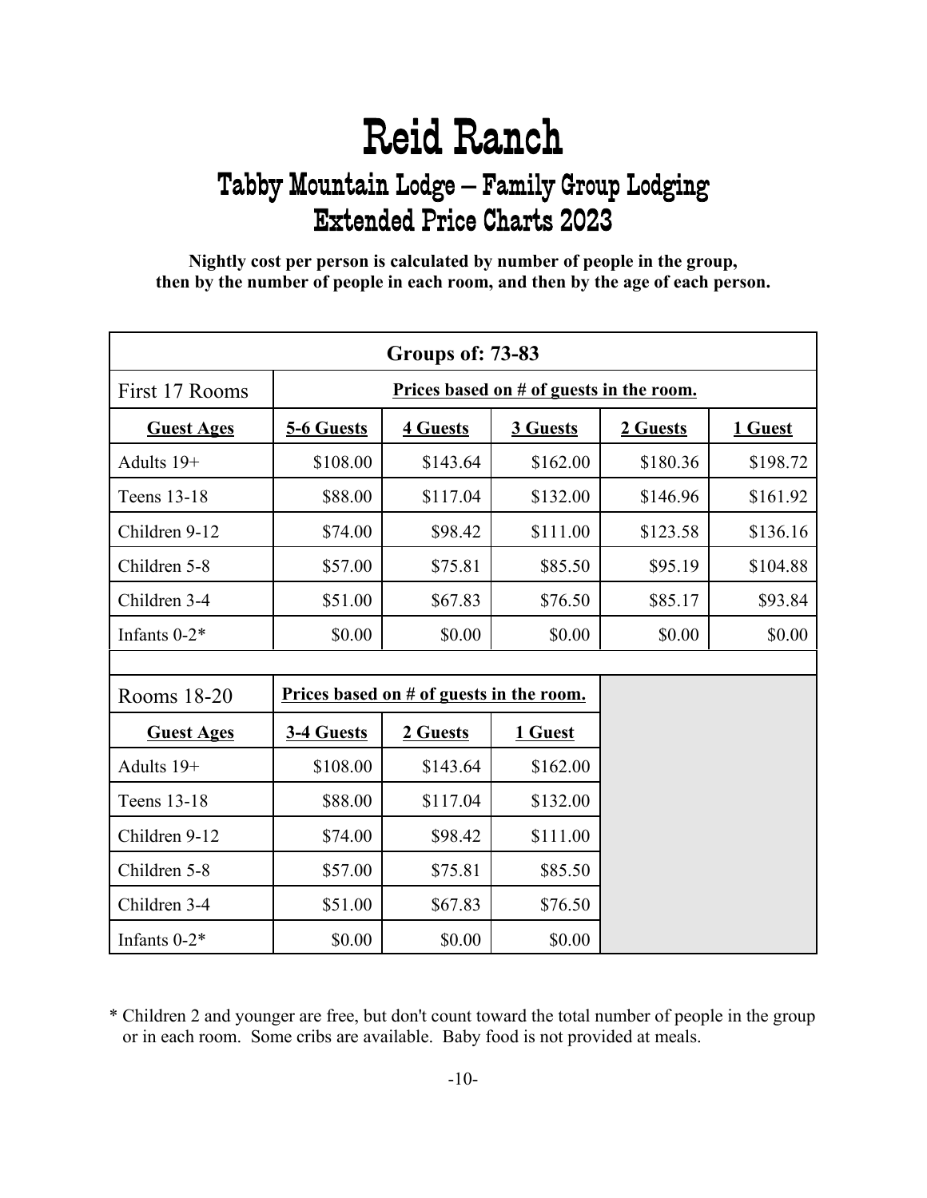# Reid Ranch

## Tabby Mountain Lodge – Family Group Lodging
## Extended Price Charts 2023

**Nightly cost per person is calculated by number of people in the group, then by the number of people in each room, and then by the age of each person.**

| Groups of: 73-83 | | | | | |
|---|---|---|---|---|---|
| First 17 Rooms | Prices based on # of guests in the room. | | | | |
| **Guest Ages** | **5-6 Guests** | **4 Guests** | **3 Guests** | **2 Guests** | **1 Guest** |
| Adults 19+ | $108.00 | $143.64 | $162.00 | $180.36 | $198.72 |
| Teens 13-18 | $88.00 | $117.04 | $132.00 | $146.96 | $161.92 |
| Children 9-12 | $74.00 | $98.42 | $111.00 | $123.58 | $136.16 |
| Children 5-8 | $57.00 | $75.81 | $85.50 | $95.19 | $104.88 |
| Children 3-4 | $51.00 | $67.83 | $76.50 | $85.17 | $93.84 |
| Infants 0-2* | $0.00 | $0.00 | $0.00 | $0.00 | $0.00 |
| | | | | | |
| Rooms 18-20 | Prices based on # of guests in the room. | | | | |
| **Guest Ages** | **3-4 Guests** | **2 Guests** | **1 Guest** | | |
| Adults 19+ | $108.00 | $143.64 | $162.00 | | |
| Teens 13-18 | $88.00 | $117.04 | $132.00 | | |
| Children 9-12 | $74.00 | $98.42 | $111.00 | | |
| Children 5-8 | $57.00 | $75.81 | $85.50 | | |
| Children 3-4 | $51.00 | $67.83 | $76.50 | | |
| Infants 0-2* | $0.00 | $0.00 | $0.00 | | |

* Children 2 and younger are free, but don't count toward the total number of people in the group or in each room. Some cribs are available. Baby food is not provided at meals.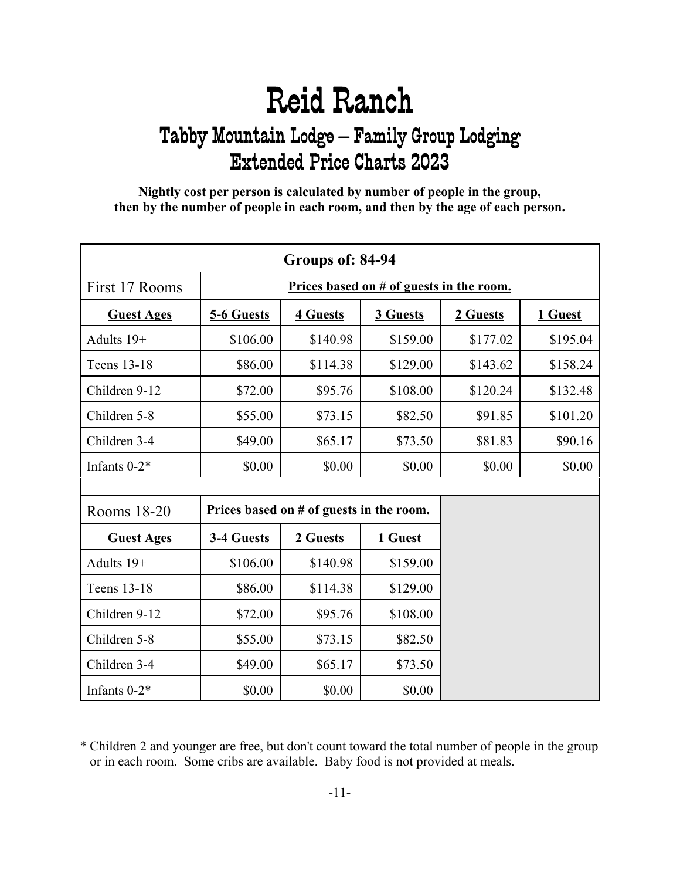# Reid Ranch

## Tabby Mountain Lodge – Family Group Lodging
## Extended Price Charts 2023

**Nightly cost per person is calculated by number of people in the group, then by the number of people in each room, and then by the age of each person.**

| Groups of: 84-94 | | | | | |
|---|---|---|---|---|---|
| First 17 Rooms | Prices based on # of guests in the room. | | | | |
| **Guest Ages** | **5-6 Guests** | **4 Guests** | **3 Guests** | **2 Guests** | **1 Guest** |
| Adults 19+ | $106.00 | $140.98 | $159.00 | $177.02 | $195.04 |
| Teens 13-18 | $86.00 | $114.38 | $129.00 | $143.62 | $158.24 |
| Children 9-12 | $72.00 | $95.76 | $108.00 | $120.24 | $132.48 |
| Children 5-8 | $55.00 | $73.15 | $82.50 | $91.85 | $101.20 |
| Children 3-4 | $49.00 | $65.17 | $73.50 | $81.83 | $90.16 |
| Infants 0-2* | $0.00 | $0.00 | $0.00 | $0.00 | $0.00 |
| | | | | | |
| Rooms 18-20 | Prices based on # of guests in the room. | | | | |
| **Guest Ages** | **3-4 Guests** | **2 Guests** | **1 Guest** | | |
| Adults 19+ | $106.00 | $140.98 | $159.00 | | |
| Teens 13-18 | $86.00 | $114.38 | $129.00 | | |
| Children 9-12 | $72.00 | $95.76 | $108.00 | | |
| Children 5-8 | $55.00 | $73.15 | $82.50 | | |
| Children 3-4 | $49.00 | $65.17 | $73.50 | | |
| Infants 0-2* | $0.00 | $0.00 | $0.00 | | |

* Children 2 and younger are free, but don't count toward the total number of people in the group or in each room. Some cribs are available. Baby food is not provided at meals.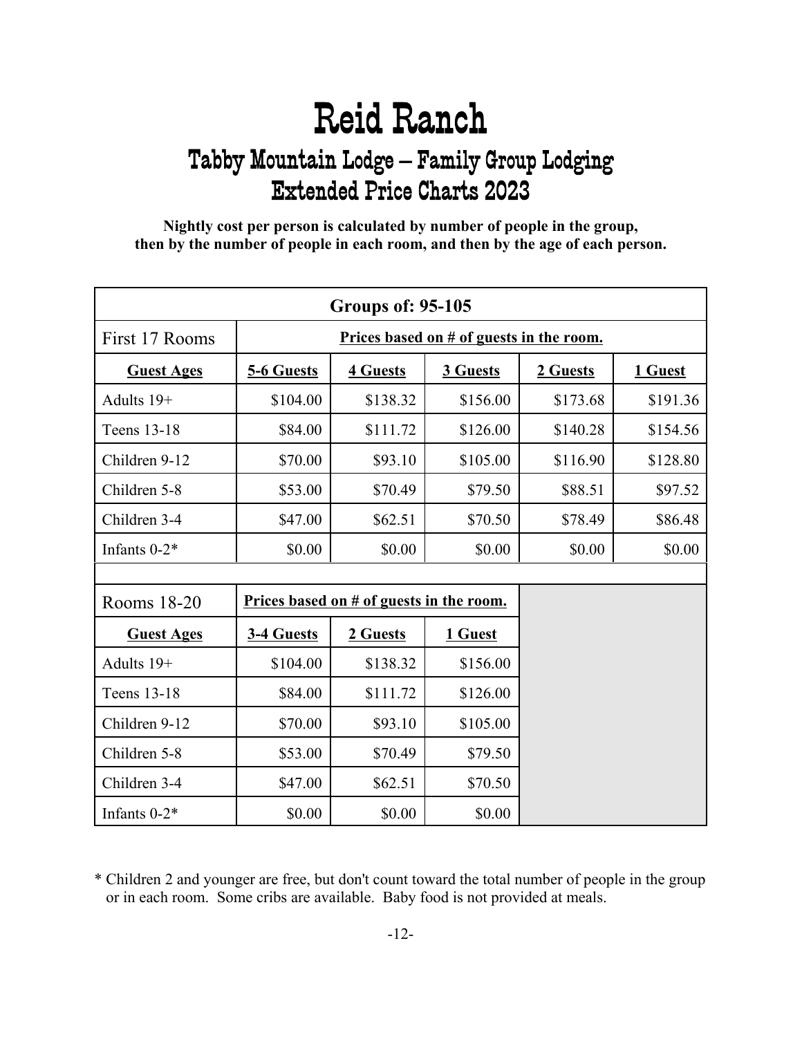# Reid Ranch

## Tabby Mountain Lodge – Family Group Lodging
## Extended Price Charts 2023

**Nightly cost per person is calculated by number of people in the group, then by the number of people in each room, and then by the age of each person.**

| Groups of: 95-105 | | | | | |
|---|---|---|---|---|---|
| First 17 Rooms | Prices based on # of guests in the room. | | | | |
| **Guest Ages** | **5-6 Guests** | **4 Guests** | **3 Guests** | **2 Guests** | **1 Guest** |
| Adults 19+ | $104.00 | $138.32 | $156.00 | $173.68 | $191.36 |
| Teens 13-18 | $84.00 | $111.72 | $126.00 | $140.28 | $154.56 |
| Children 9-12 | $70.00 | $93.10 | $105.00 | $116.90 | $128.80 |
| Children 5-8 | $53.00 | $70.49 | $79.50 | $88.51 | $97.52 |
| Children 3-4 | $47.00 | $62.51 | $70.50 | $78.49 | $86.48 |
| Infants 0-2* | $0.00 | $0.00 | $0.00 | $0.00 | $0.00 |
| | | | | | |
| Rooms 18-20 | Prices based on # of guests in the room. | | | | |
| **Guest Ages** | **3-4 Guests** | **2 Guests** | **1 Guest** | | |
| Adults 19+ | $104.00 | $138.32 | $156.00 | | |
| Teens 13-18 | $84.00 | $111.72 | $126.00 | | |
| Children 9-12 | $70.00 | $93.10 | $105.00 | | |
| Children 5-8 | $53.00 | $70.49 | $79.50 | | |
| Children 3-4 | $47.00 | $62.51 | $70.50 | | |
| Infants 0-2* | $0.00 | $0.00 | $0.00 | | |

* Children 2 and younger are free, but don't count toward the total number of people in the group or in each room. Some cribs are available. Baby food is not provided at meals.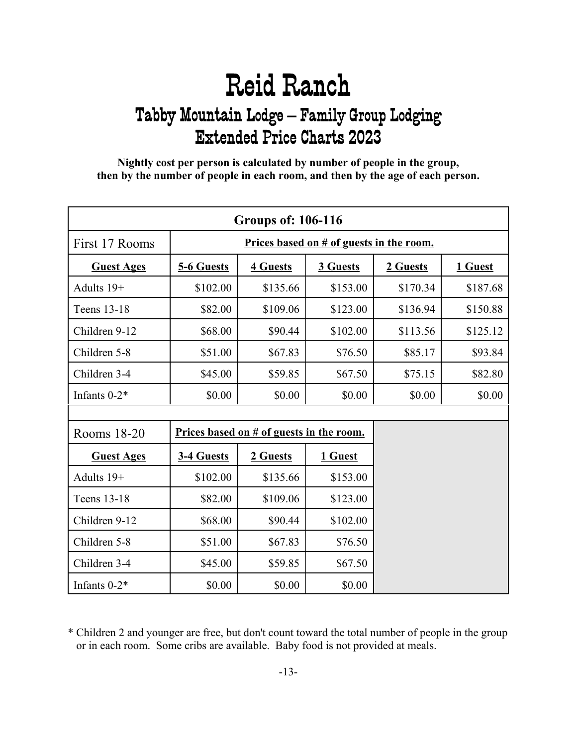# Reid Ranch

## Tabby Mountain Lodge – Family Group Lodging
## Extended Price Charts 2023

**Nightly cost per person is calculated by number of people in the group, then by the number of people in each room, and then by the age of each person.**

| Groups of: 106-116 | | | | | |
|---|---|---|---|---|---|
| First 17 Rooms | Prices based on # of guests in the room. | | | | |
| **Guest Ages** | **5-6 Guests** | **4 Guests** | **3 Guests** | **2 Guests** | **1 Guest** |
| Adults 19+ | $102.00 | $135.66 | $153.00 | $170.34 | $187.68 |
| Teens 13-18 | $82.00 | $109.06 | $123.00 | $136.94 | $150.88 |
| Children 9-12 | $68.00 | $90.44 | $102.00 | $113.56 | $125.12 |
| Children 5-8 | $51.00 | $67.83 | $76.50 | $85.17 | $93.84 |
| Children 3-4 | $45.00 | $59.85 | $67.50 | $75.15 | $82.80 |
| Infants 0-2* | $0.00 | $0.00 | $0.00 | $0.00 | $0.00 |
| | | | | | |
| Rooms 18-20 | Prices based on # of guests in the room. | | | | |
| **Guest Ages** | **3-4 Guests** | **2 Guests** | **1 Guest** | | |
| Adults 19+ | $102.00 | $135.66 | $153.00 | | |
| Teens 13-18 | $82.00 | $109.06 | $123.00 | | |
| Children 9-12 | $68.00 | $90.44 | $102.00 | | |
| Children 5-8 | $51.00 | $67.83 | $76.50 | | |
| Children 3-4 | $45.00 | $59.85 | $67.50 | | |
| Infants 0-2* | $0.00 | $0.00 | $0.00 | | |

* Children 2 and younger are free, but don't count toward the total number of people in the group or in each room. Some cribs are available. Baby food is not provided at meals.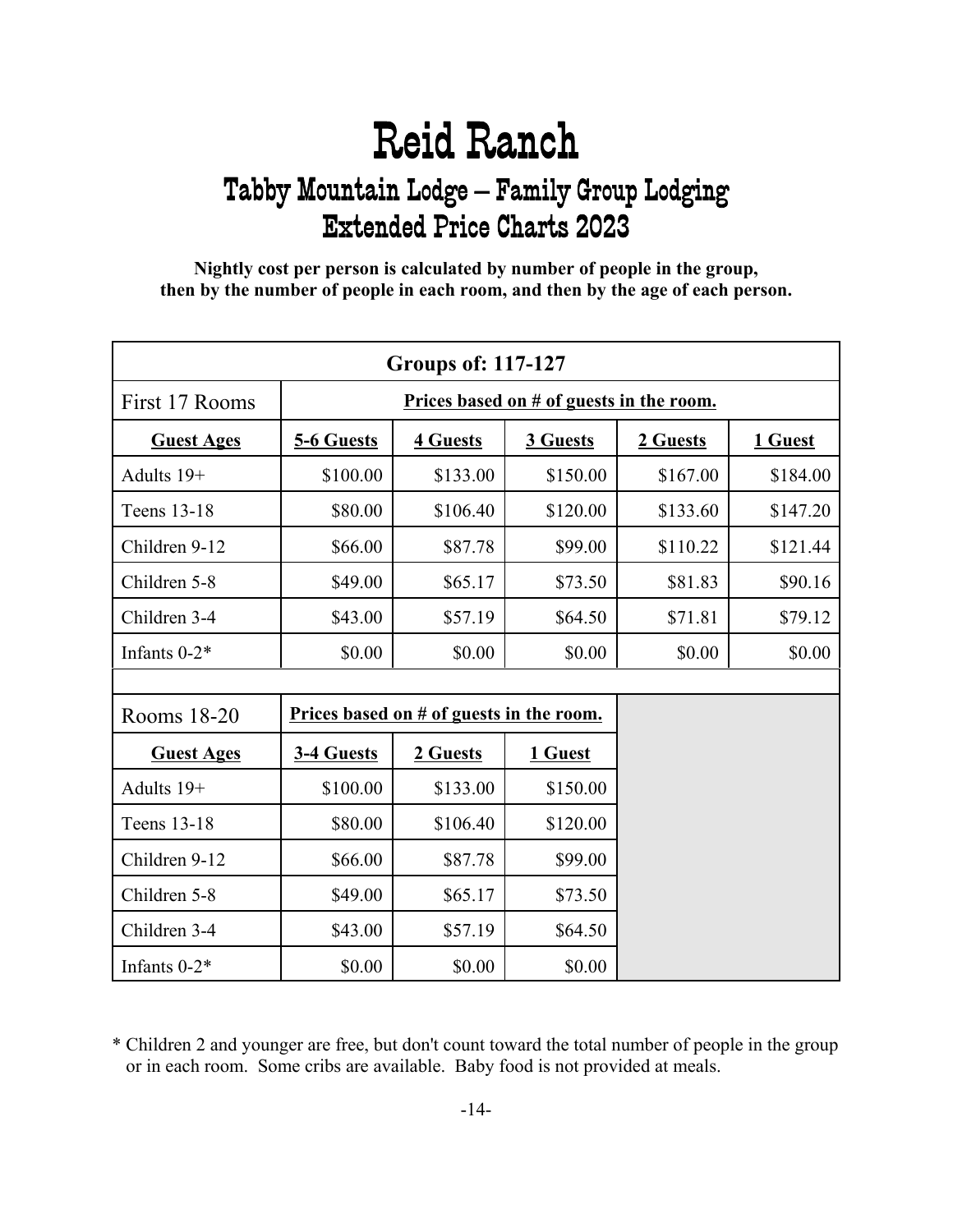# Reid Ranch

## Tabby Mountain Lodge – Family Group Lodging
## Extended Price Charts 2023

**Nightly cost per person is calculated by number of people in the group, then by the number of people in each room, and then by the age of each person.**

| Groups of: 117-127 | | | | | |
|---|---|---|---|---|---|
| First 17 Rooms | Prices based on # of guests in the room. | | | | |
| **Guest Ages** | **5-6 Guests** | **4 Guests** | **3 Guests** | **2 Guests** | **1 Guest** |
| Adults 19+ | $100.00 | $133.00 | $150.00 | $167.00 | $184.00 |
| Teens 13-18 | $80.00 | $106.40 | $120.00 | $133.60 | $147.20 |
| Children 9-12 | $66.00 | $87.78 | $99.00 | $110.22 | $121.44 |
| Children 5-8 | $49.00 | $65.17 | $73.50 | $81.83 | $90.16 |
| Children 3-4 | $43.00 | $57.19 | $64.50 | $71.81 | $79.12 |
| Infants 0-2* | $0.00 | $0.00 | $0.00 | $0.00 | $0.00 |
| | | | | | |
| Rooms 18-20 | Prices based on # of guests in the room. | | | | |
| **Guest Ages** | **3-4 Guests** | **2 Guests** | **1 Guest** | | |
| Adults 19+ | $100.00 | $133.00 | $150.00 | | |
| Teens 13-18 | $80.00 | $106.40 | $120.00 | | |
| Children 9-12 | $66.00 | $87.78 | $99.00 | | |
| Children 5-8 | $49.00 | $65.17 | $73.50 | | |
| Children 3-4 | $43.00 | $57.19 | $64.50 | | |
| Infants 0-2* | $0.00 | $0.00 | $0.00 | | |

* Children 2 and younger are free, but don't count toward the total number of people in the group or in each room. Some cribs are available. Baby food is not provided at meals.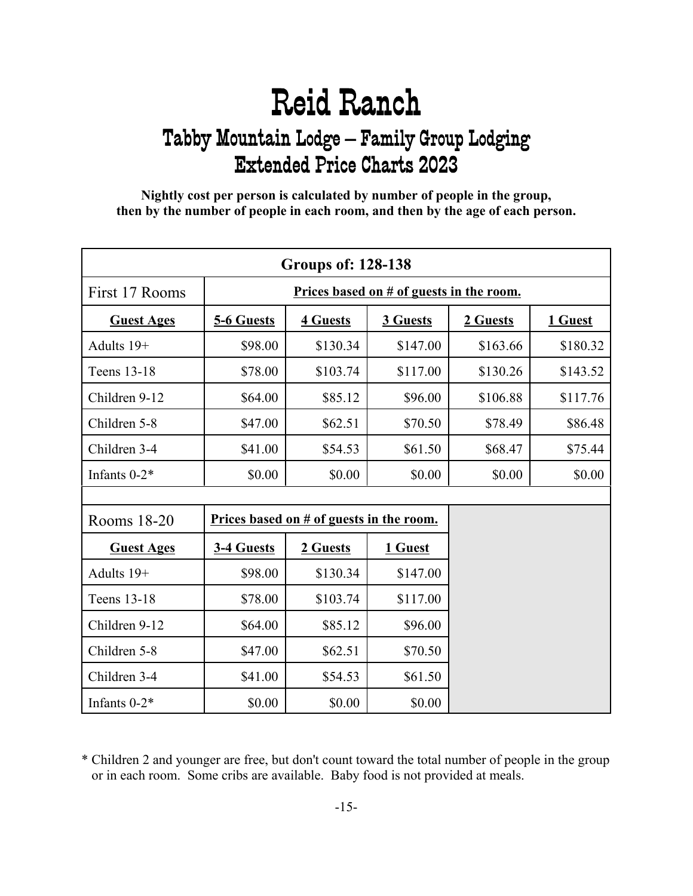# Reid Ranch

## Tabby Mountain Lodge – Family Group Lodging
## Extended Price Charts 2023

**Nightly cost per person is calculated by number of people in the group, then by the number of people in each room, and then by the age of each person.**

| Groups of: 128-138 | | | | | |
|---|---|---|---|---|---|
| First 17 Rooms | Prices based on # of guests in the room. | | | | |
| **Guest Ages** | **5-6 Guests** | **4 Guests** | **3 Guests** | **2 Guests** | **1 Guest** |
| Adults 19+ | $98.00 | $130.34 | $147.00 | $163.66 | $180.32 |
| Teens 13-18 | $78.00 | $103.74 | $117.00 | $130.26 | $143.52 |
| Children 9-12 | $64.00 | $85.12 | $96.00 | $106.88 | $117.76 |
| Children 5-8 | $47.00 | $62.51 | $70.50 | $78.49 | $86.48 |
| Children 3-4 | $41.00 | $54.53 | $61.50 | $68.47 | $75.44 |
| Infants 0-2* | $0.00 | $0.00 | $0.00 | $0.00 | $0.00 |
| | | | | | |
| Rooms 18-20 | Prices based on # of guests in the room. | | | | |
| **Guest Ages** | **3-4 Guests** | **2 Guests** | **1 Guest** | | |
| Adults 19+ | $98.00 | $130.34 | $147.00 | | |
| Teens 13-18 | $78.00 | $103.74 | $117.00 | | |
| Children 9-12 | $64.00 | $85.12 | $96.00 | | |
| Children 5-8 | $47.00 | $62.51 | $70.50 | | |
| Children 3-4 | $41.00 | $54.53 | $61.50 | | |
| Infants 0-2* | $0.00 | $0.00 | $0.00 | | |

\* Children 2 and younger are free, but don't count toward the total number of people in the group or in each room. Some cribs are available. Baby food is not provided at meals.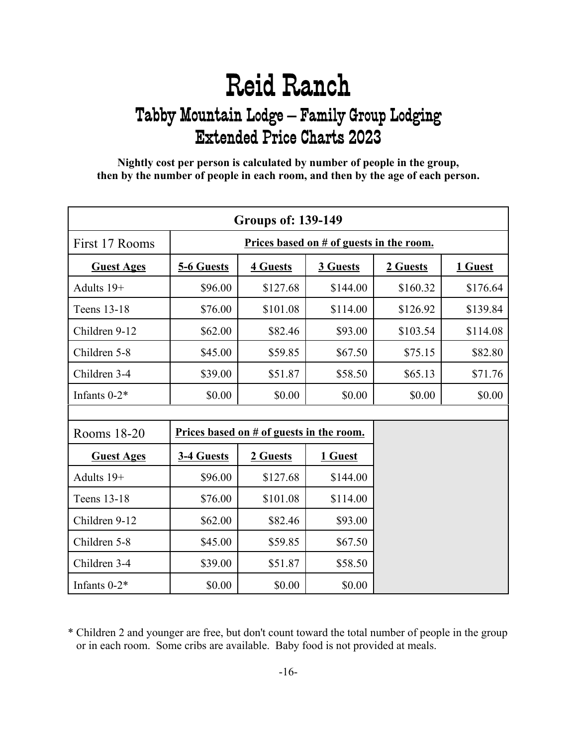# Reid Ranch

## Tabby Mountain Lodge – Family Group Lodging
## Extended Price Charts 2023

**Nightly cost per person is calculated by number of people in the group, then by the number of people in each room, and then by the age of each person.**

| Groups of: 139-149 | | | | | |
|---|---|---|---|---|---|
| First 17 Rooms | Prices based on # of guests in the room. | | | | |
| **Guest Ages** | **5-6 Guests** | **4 Guests** | **3 Guests** | **2 Guests** | **1 Guest** |
| Adults 19+ | $96.00 | $127.68 | $144.00 | $160.32 | $176.64 |
| Teens 13-18 | $76.00 | $101.08 | $114.00 | $126.92 | $139.84 |
| Children 9-12 | $62.00 | $82.46 | $93.00 | $103.54 | $114.08 |
| Children 5-8 | $45.00 | $59.85 | $67.50 | $75.15 | $82.80 |
| Children 3-4 | $39.00 | $51.87 | $58.50 | $65.13 | $71.76 |
| Infants 0-2* | $0.00 | $0.00 | $0.00 | $0.00 | $0.00 |
| | | | | | |
| Rooms 18-20 | Prices based on # of guests in the room. | | | | |
| **Guest Ages** | **3-4 Guests** | **2 Guests** | **1 Guest** | | |
| Adults 19+ | $96.00 | $127.68 | $144.00 | | |
| Teens 13-18 | $76.00 | $101.08 | $114.00 | | |
| Children 9-12 | $62.00 | $82.46 | $93.00 | | |
| Children 5-8 | $45.00 | $59.85 | $67.50 | | |
| Children 3-4 | $39.00 | $51.87 | $58.50 | | |
| Infants 0-2* | $0.00 | $0.00 | $0.00 | | |

* Children 2 and younger are free, but don't count toward the total number of people in the group or in each room. Some cribs are available. Baby food is not provided at meals.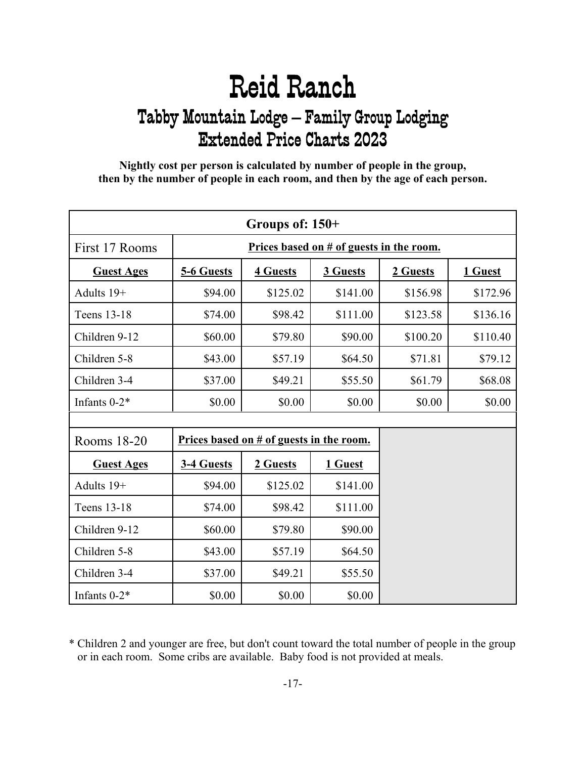# Reid Ranch

## Tabby Mountain Lodge – Family Group Lodging
## Extended Price Charts 2023

**Nightly cost per person is calculated by number of people in the group, then by the number of people in each room, and then by the age of each person.**

| Groups of: 150+ | | | | | |
|---|---|---|---|---|---|
| First 17 Rooms | Prices based on # of guests in the room. | | | | |
| **Guest Ages** | **5-6 Guests** | **4 Guests** | **3 Guests** | **2 Guests** | **1 Guest** |
| Adults 19+ | $94.00 | $125.02 | $141.00 | $156.98 | $172.96 |
| Teens 13-18 | $74.00 | $98.42 | $111.00 | $123.58 | $136.16 |
| Children 9-12 | $60.00 | $79.80 | $90.00 | $100.20 | $110.40 |
| Children 5-8 | $43.00 | $57.19 | $64.50 | $71.81 | $79.12 |
| Children 3-4 | $37.00 | $49.21 | $55.50 | $61.79 | $68.08 |
| Infants 0-2* | $0.00 | $0.00 | $0.00 | $0.00 | $0.00 |
| | | | | | |
| Rooms 18-20 | Prices based on # of guests in the room. | | | | |
| **Guest Ages** | **3-4 Guests** | **2 Guests** | **1 Guest** | | |
| Adults 19+ | $94.00 | $125.02 | $141.00 | | |
| Teens 13-18 | $74.00 | $98.42 | $111.00 | | |
| Children 9-12 | $60.00 | $79.80 | $90.00 | | |
| Children 5-8 | $43.00 | $57.19 | $64.50 | | |
| Children 3-4 | $37.00 | $49.21 | $55.50 | | |
| Infants 0-2* | $0.00 | $0.00 | $0.00 | | |

* Children 2 and younger are free, but don't count toward the total number of people in the group or in each room. Some cribs are available. Baby food is not provided at meals.